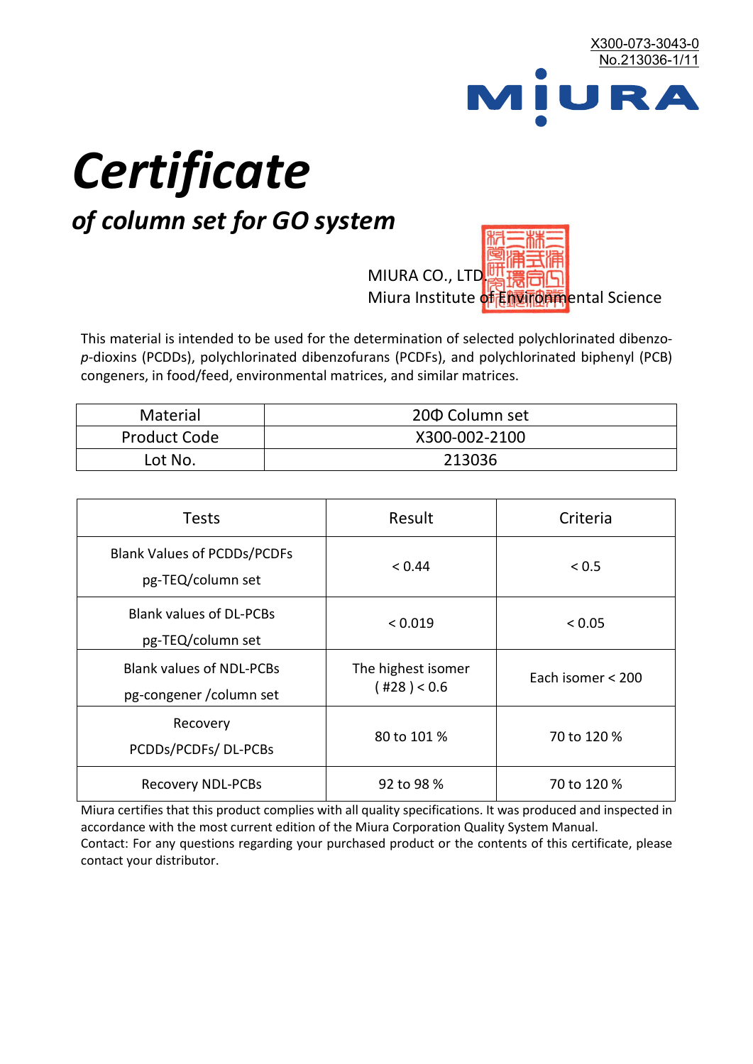X300-073-3043-0
No.213036-1/11

MIURA

# *Certificate*

## *of column set for GO system*

MIURA CO., LTD.
Miura Institute of Environmental Science

This material is intended to be used for the determination of selected polychlorinated dibenzo-*p*-dioxins (PCDDs), polychlorinated dibenzofurans (PCDFs), and polychlorinated biphenyl (PCB) congeners, in food/feed, environmental matrices, and similar matrices.

| Material | 20Φ Column set |
|---|---|
| Product Code | X300-002-2100 |
| Lot No. | 213036 |

| Tests | Result | Criteria |
|---|---|---|
| Blank Values of PCDDs/PCDFs pg-TEQ/column set | < 0.44 | < 0.5 |
| Blank values of DL-PCBs pg-TEQ/column set | < 0.019 | < 0.05 |
| Blank values of NDL-PCBs pg-congener /column set | The highest isomer ( #28 ) < 0.6 | Each isomer < 200 |
| Recovery PCDDs/PCDFs/ DL-PCBs | 80 to 101 % | 70 to 120 % |
| Recovery NDL-PCBs | 92 to 98 % | 70 to 120 % |

Miura certifies that this product complies with all quality specifications. It was produced and inspected in accordance with the most current edition of the Miura Corporation Quality System Manual.
Contact: For any questions regarding your purchased product or the contents of this certificate, please contact your distributor.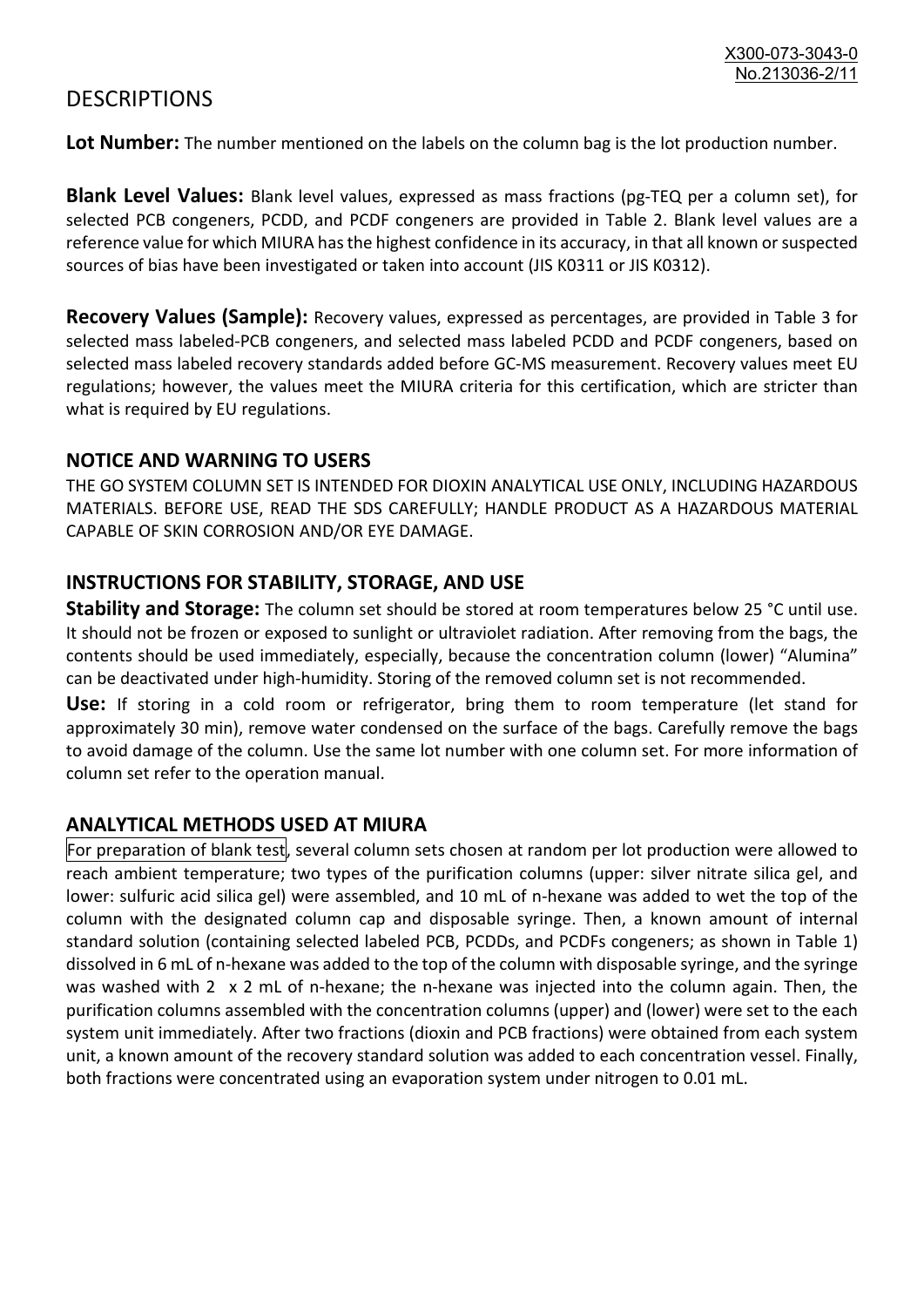# DESCRIPTIONS

**Lot Number:** The number mentioned on the labels on the column bag is the lot production number.

**Blank Level Values:** Blank level values, expressed as mass fractions (pg-TEQ per a column set), for selected PCB congeners, PCDD, and PCDF congeners are provided in Table 2. Blank level values are a reference value for which MIURA has the highest confidence in its accuracy, in that all known or suspected sources of bias have been investigated or taken into account (JIS K0311 or JIS K0312).

**Recovery Values (Sample):** Recovery values, expressed as percentages, are provided in Table 3 for selected mass labeled-PCB congeners, and selected mass labeled PCDD and PCDF congeners, based on selected mass labeled recovery standards added before GC-MS measurement. Recovery values meet EU regulations; however, the values meet the MIURA criteria for this certification, which are stricter than what is required by EU regulations.

## NOTICE AND WARNING TO USERS

THE GO SYSTEM COLUMN SET IS INTENDED FOR DIOXIN ANALYTICAL USE ONLY, INCLUDING HAZARDOUS MATERIALS. BEFORE USE, READ THE SDS CAREFULLY; HANDLE PRODUCT AS A HAZARDOUS MATERIAL CAPABLE OF SKIN CORROSION AND/OR EYE DAMAGE.

## INSTRUCTIONS FOR STABILITY, STORAGE, AND USE

**Stability and Storage:** The column set should be stored at room temperatures below 25 °C until use. It should not be frozen or exposed to sunlight or ultraviolet radiation. After removing from the bags, the contents should be used immediately, especially, because the concentration column (lower) "Alumina" can be deactivated under high-humidity. Storing of the removed column set is not recommended.

**Use:** If storing in a cold room or refrigerator, bring them to room temperature (let stand for approximately 30 min), remove water condensed on the surface of the bags. Carefully remove the bags to avoid damage of the column. Use the same lot number with one column set. For more information of column set refer to the operation manual.

## ANALYTICAL METHODS USED AT MIURA

For preparation of blank test, several column sets chosen at random per lot production were allowed to reach ambient temperature; two types of the purification columns (upper: silver nitrate silica gel, and lower: sulfuric acid silica gel) were assembled, and 10 mL of n-hexane was added to wet the top of the column with the designated column cap and disposable syringe. Then, a known amount of internal standard solution (containing selected labeled PCB, PCDDs, and PCDFs congeners; as shown in Table 1) dissolved in 6 mL of n-hexane was added to the top of the column with disposable syringe, and the syringe was washed with 2 x 2 mL of n-hexane; the n-hexane was injected into the column again. Then, the purification columns assembled with the concentration columns (upper) and (lower) were set to the each system unit immediately. After two fractions (dioxin and PCB fractions) were obtained from each system unit, a known amount of the recovery standard solution was added to each concentration vessel. Finally, both fractions were concentrated using an evaporation system under nitrogen to 0.01 mL.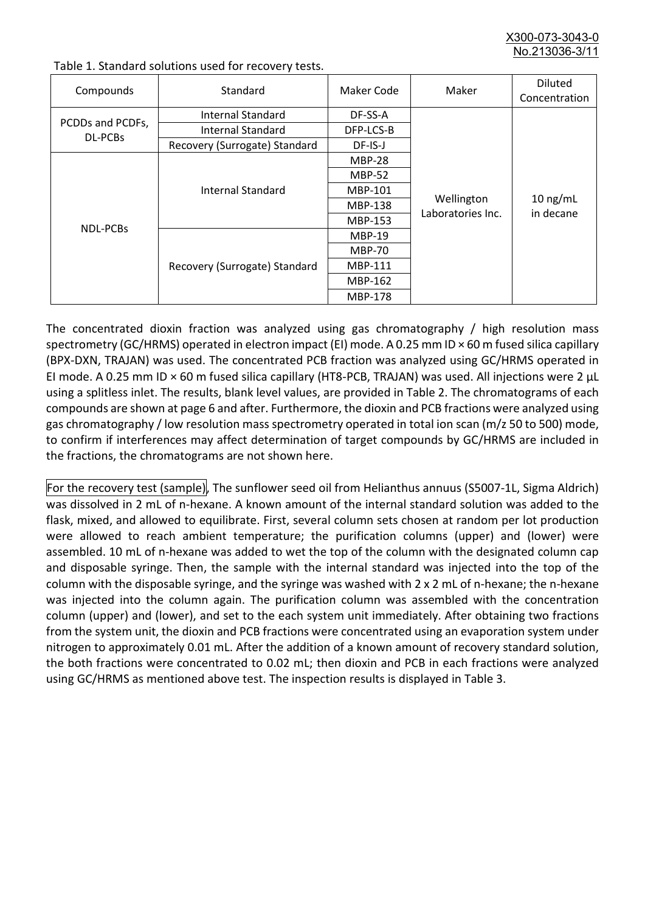Table 1. Standard solutions used for recovery tests.

| Compounds | Standard | Maker Code | Maker | Diluted Concentration |
|---|---|---|---|---|
| PCDDs and PCDFs, DL-PCBs | Internal Standard | DF-SS-A | Wellington Laboratories Inc. | 10 ng/mL in decane |
| | Internal Standard | DFP-LCS-B | | |
| | Recovery (Surrogate) Standard | DF-IS-J | | |
| NDL-PCBs | Internal Standard | MBP-28 | | |
| | | MBP-52 | | |
| | | MBP-101 | | |
| | | MBP-138 | | |
| | | MBP-153 | | |
| | Recovery (Surrogate) Standard | MBP-19 | | |
| | | MBP-70 | | |
| | | MBP-111 | | |
| | | MBP-162 | | |
| | | MBP-178 | | |

The concentrated dioxin fraction was analyzed using gas chromatography / high resolution mass spectrometry (GC/HRMS) operated in electron impact (EI) mode. A 0.25 mm ID × 60 m fused silica capillary (BPX-DXN, TRAJAN) was used. The concentrated PCB fraction was analyzed using GC/HRMS operated in EI mode. A 0.25 mm ID × 60 m fused silica capillary (HT8-PCB, TRAJAN) was used. All injections were 2 µL using a splitless inlet. The results, blank level values, are provided in Table 2. The chromatograms of each compounds are shown at page 6 and after. Furthermore, the dioxin and PCB fractions were analyzed using gas chromatography / low resolution mass spectrometry operated in total ion scan (m/z 50 to 500) mode, to confirm if interferences may affect determination of target compounds by GC/HRMS are included in the fractions, the chromatograms are not shown here.

For the recovery test (sample), The sunflower seed oil from Helianthus annuus (S5007-1L, Sigma Aldrich) was dissolved in 2 mL of n-hexane. A known amount of the internal standard solution was added to the flask, mixed, and allowed to equilibrate. First, several column sets chosen at random per lot production were allowed to reach ambient temperature; the purification columns (upper) and (lower) were assembled. 10 mL of n-hexane was added to wet the top of the column with the designated column cap and disposable syringe. Then, the sample with the internal standard was injected into the top of the column with the disposable syringe, and the syringe was washed with 2 x 2 mL of n-hexane; the n-hexane was injected into the column again. The purification column was assembled with the concentration column (upper) and (lower), and set to the each system unit immediately. After obtaining two fractions from the system unit, the dioxin and PCB fractions were concentrated using an evaporation system under nitrogen to approximately 0.01 mL. After the addition of a known amount of recovery standard solution, the both fractions were concentrated to 0.02 mL; then dioxin and PCB in each fractions were analyzed using GC/HRMS as mentioned above test. The inspection results is displayed in Table 3.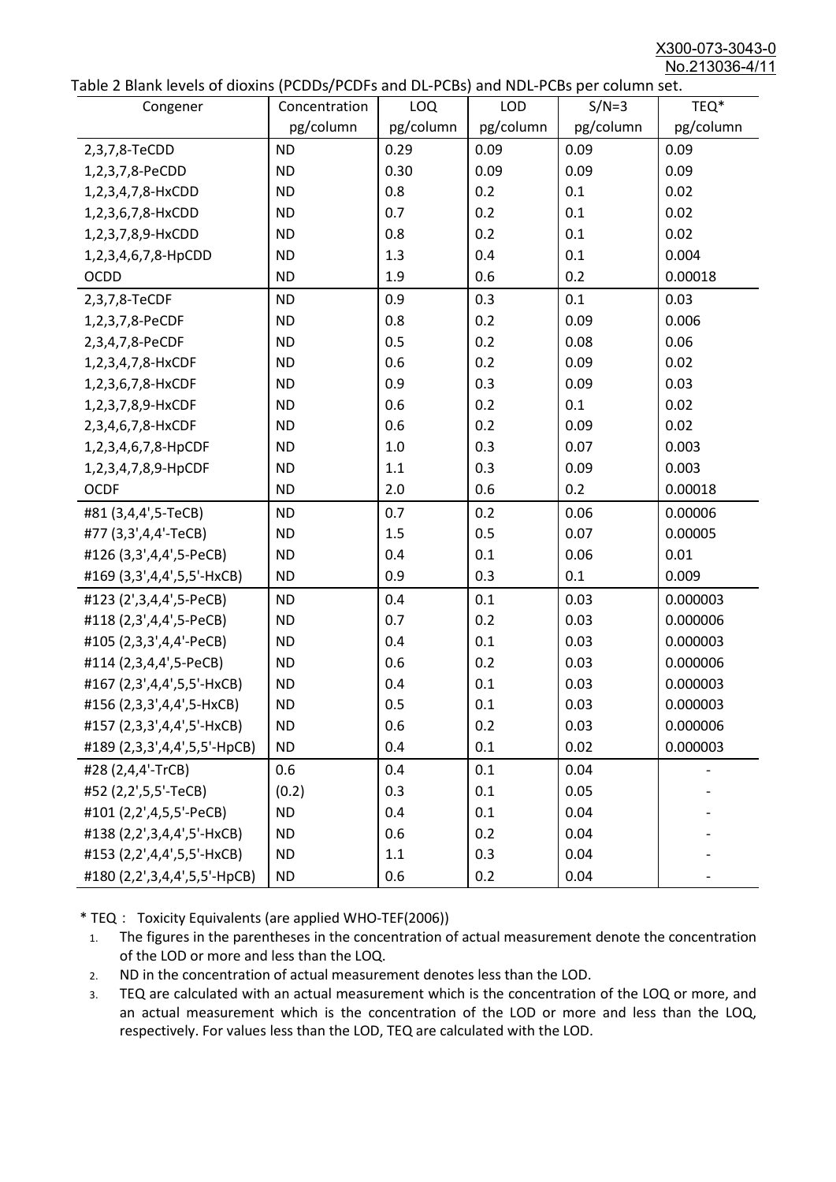Table 2 Blank levels of dioxins (PCDDs/PCDFs and DL-PCBs) and NDL-PCBs per column set.

| Congener | Concentration pg/column | LOQ pg/column | LOD pg/column | S/N=3 pg/column | TEQ* pg/column |
|---|---|---|---|---|---|
| 2,3,7,8-TeCDD | ND | 0.29 | 0.09 | 0.09 | 0.09 |
| 1,2,3,7,8-PeCDD | ND | 0.30 | 0.09 | 0.09 | 0.09 |
| 1,2,3,4,7,8-HxCDD | ND | 0.8 | 0.2 | 0.1 | 0.02 |
| 1,2,3,6,7,8-HxCDD | ND | 0.7 | 0.2 | 0.1 | 0.02 |
| 1,2,3,7,8,9-HxCDD | ND | 0.8 | 0.2 | 0.1 | 0.02 |
| 1,2,3,4,6,7,8-HpCDD | ND | 1.3 | 0.4 | 0.1 | 0.004 |
| OCDD | ND | 1.9 | 0.6 | 0.2 | 0.00018 |
| 2,3,7,8-TeCDF | ND | 0.9 | 0.3 | 0.1 | 0.03 |
| 1,2,3,7,8-PeCDF | ND | 0.8 | 0.2 | 0.09 | 0.006 |
| 2,3,4,7,8-PeCDF | ND | 0.5 | 0.2 | 0.08 | 0.06 |
| 1,2,3,4,7,8-HxCDF | ND | 0.6 | 0.2 | 0.09 | 0.02 |
| 1,2,3,6,7,8-HxCDF | ND | 0.9 | 0.3 | 0.09 | 0.03 |
| 1,2,3,7,8,9-HxCDF | ND | 0.6 | 0.2 | 0.1 | 0.02 |
| 2,3,4,6,7,8-HxCDF | ND | 0.6 | 0.2 | 0.09 | 0.02 |
| 1,2,3,4,6,7,8-HpCDF | ND | 1.0 | 0.3 | 0.07 | 0.003 |
| 1,2,3,4,7,8,9-HpCDF | ND | 1.1 | 0.3 | 0.09 | 0.003 |
| OCDF | ND | 2.0 | 0.6 | 0.2 | 0.00018 |
| #81 (3,4,4',5-TeCB) | ND | 0.7 | 0.2 | 0.06 | 0.00006 |
| #77 (3,3',4,4'-TeCB) | ND | 1.5 | 0.5 | 0.07 | 0.00005 |
| #126 (3,3',4,4',5-PeCB) | ND | 0.4 | 0.1 | 0.06 | 0.01 |
| #169 (3,3',4,4',5,5'-HxCB) | ND | 0.9 | 0.3 | 0.1 | 0.009 |
| #123 (2',3,4,4',5-PeCB) | ND | 0.4 | 0.1 | 0.03 | 0.000003 |
| #118 (2,3',4,4',5-PeCB) | ND | 0.7 | 0.2 | 0.03 | 0.000006 |
| #105 (2,3,3',4,4'-PeCB) | ND | 0.4 | 0.1 | 0.03 | 0.000003 |
| #114 (2,3,4,4',5-PeCB) | ND | 0.6 | 0.2 | 0.03 | 0.000006 |
| #167 (2,3',4,4',5,5'-HxCB) | ND | 0.4 | 0.1 | 0.03 | 0.000003 |
| #156 (2,3,3',4,4',5-HxCB) | ND | 0.5 | 0.1 | 0.03 | 0.000003 |
| #157 (2,3,3',4,4',5'-HxCB) | ND | 0.6 | 0.2 | 0.03 | 0.000006 |
| #189 (2,3,3',4,4',5,5'-HpCB) | ND | 0.4 | 0.1 | 0.02 | 0.000003 |
| #28 (2,4,4'-TrCB) | 0.6 | 0.4 | 0.1 | 0.04 | - |
| #52 (2,2',5,5'-TeCB) | (0.2) | 0.3 | 0.1 | 0.05 | - |
| #101 (2,2',4,5,5'-PeCB) | ND | 0.4 | 0.1 | 0.04 | - |
| #138 (2,2',3,4,4',5'-HxCB) | ND | 0.6 | 0.2 | 0.04 | - |
| #153 (2,2',4,4',5,5'-HxCB) | ND | 1.1 | 0.3 | 0.04 | - |
| #180 (2,2',3,4,4',5,5'-HpCB) | ND | 0.6 | 0.2 | 0.04 | - |

* TEQ： Toxicity Equivalents (are applied WHO-TEF(2006))

1. The figures in the parentheses in the concentration of actual measurement denote the concentration of the LOD or more and less than the LOQ.
2. ND in the concentration of actual measurement denotes less than the LOD.
3. TEQ are calculated with an actual measurement which is the concentration of the LOQ or more, and an actual measurement which is the concentration of the LOD or more and less than the LOQ, respectively. For values less than the LOD, TEQ are calculated with the LOD.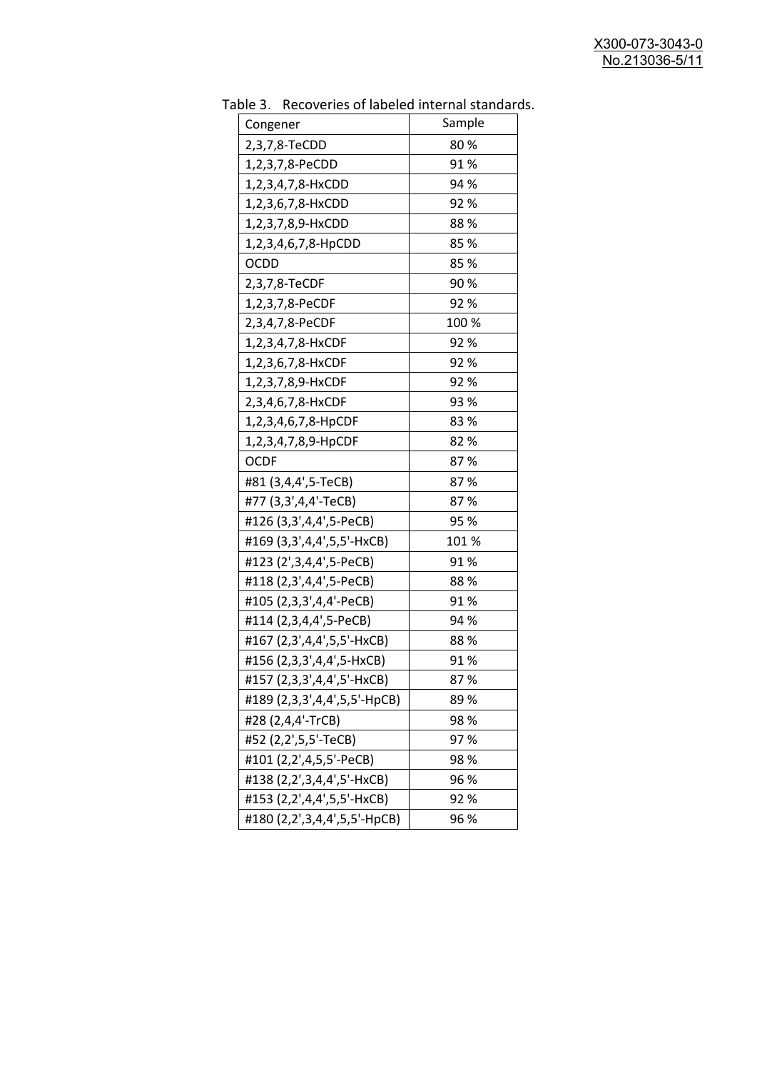Table 3. Recoveries of labeled internal standards.

| Congener | Sample |
|---|---|
| 2,3,7,8-TeCDD | 80 % |
| 1,2,3,7,8-PeCDD | 91 % |
| 1,2,3,4,7,8-HxCDD | 94 % |
| 1,2,3,6,7,8-HxCDD | 92 % |
| 1,2,3,7,8,9-HxCDD | 88 % |
| 1,2,3,4,6,7,8-HpCDD | 85 % |
| OCDD | 85 % |
| 2,3,7,8-TeCDF | 90 % |
| 1,2,3,7,8-PeCDF | 92 % |
| 2,3,4,7,8-PeCDF | 100 % |
| 1,2,3,4,7,8-HxCDF | 92 % |
| 1,2,3,6,7,8-HxCDF | 92 % |
| 1,2,3,7,8,9-HxCDF | 92 % |
| 2,3,4,6,7,8-HxCDF | 93 % |
| 1,2,3,4,6,7,8-HpCDF | 83 % |
| 1,2,3,4,7,8,9-HpCDF | 82 % |
| OCDF | 87 % |
| #81 (3,4,4',5-TeCB) | 87 % |
| #77 (3,3',4,4'-TeCB) | 87 % |
| #126 (3,3',4,4',5-PeCB) | 95 % |
| #169 (3,3',4,4',5,5'-HxCB) | 101 % |
| #123 (2',3,4,4',5-PeCB) | 91 % |
| #118 (2,3',4,4',5-PeCB) | 88 % |
| #105 (2,3,3',4,4'-PeCB) | 91 % |
| #114 (2,3,4,4',5-PeCB) | 94 % |
| #167 (2,3',4,4',5,5'-HxCB) | 88 % |
| #156 (2,3,3',4,4',5-HxCB) | 91 % |
| #157 (2,3,3',4,4',5'-HxCB) | 87 % |
| #189 (2,3,3',4,4',5,5'-HpCB) | 89 % |
| #28 (2,4,4'-TrCB) | 98 % |
| #52 (2,2',5,5'-TeCB) | 97 % |
| #101 (2,2',4,5,5'-PeCB) | 98 % |
| #138 (2,2',3,4,4',5'-HxCB) | 96 % |
| #153 (2,2',4,4',5,5'-HxCB) | 92 % |
| #180 (2,2',3,4,4',5,5'-HpCB) | 96 % |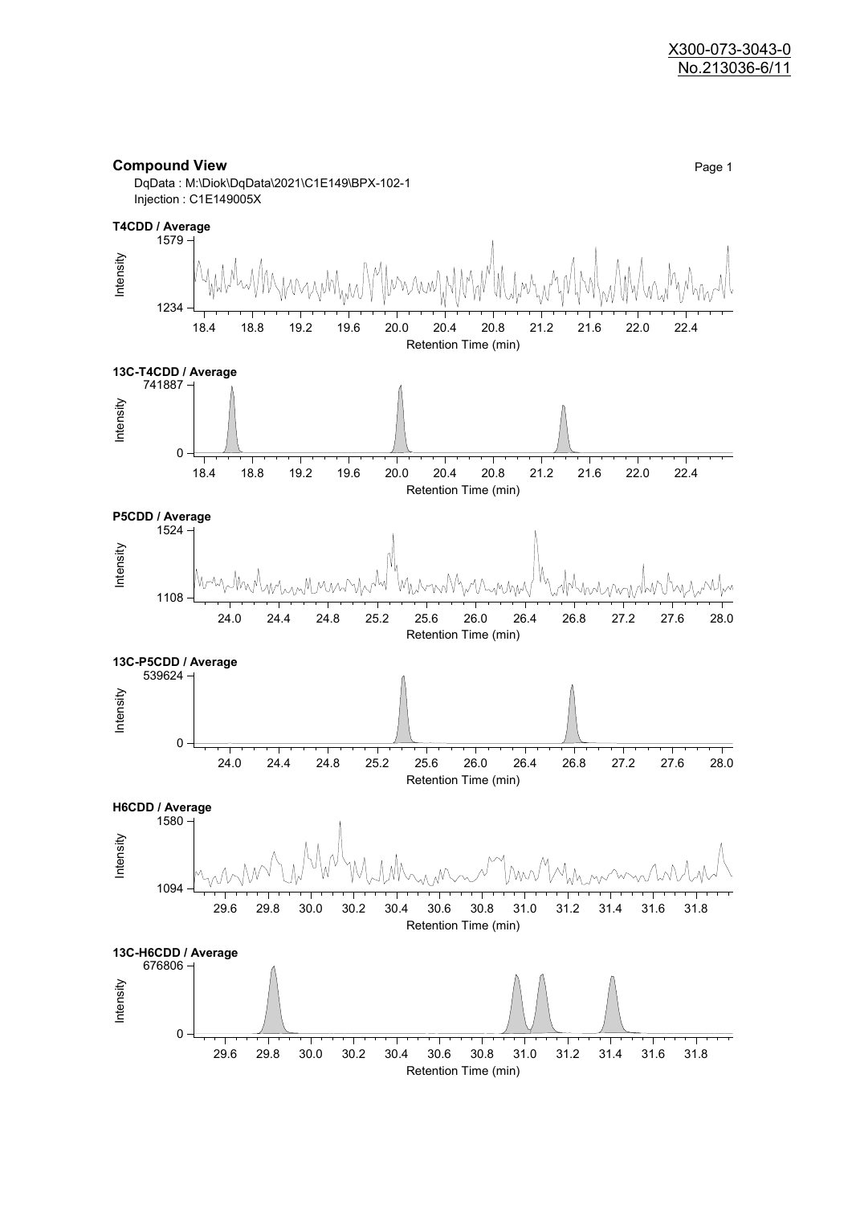**Compound View**

DqData : M:\Diok\DqData\2021\C1E149\BPX-102-1
Injection : C1E149005X

**T4CDD / Average**

Intensity: 1234 – 1579
Retention Time (min): 18.4, 18.8, 19.2, 19.6, 20.0, 20.4, 20.8, 21.2, 21.6, 22.0, 22.4

**13C-T4CDD / Average**

Intensity: 0 – 741887
Retention Time (min): 18.4, 18.8, 19.2, 19.6, 20.0, 20.4, 20.8, 21.2, 21.6, 22.0, 22.4

**P5CDD / Average**

Intensity: 1108 – 1524
Retention Time (min): 24.0, 24.4, 24.8, 25.2, 25.6, 26.0, 26.4, 26.8, 27.2, 27.6, 28.0

**13C-P5CDD / Average**

Intensity: 0 – 539624
Retention Time (min): 24.0, 24.4, 24.8, 25.2, 25.6, 26.0, 26.4, 26.8, 27.2, 27.6, 28.0

**H6CDD / Average**

Intensity: 1094 – 1580
Retention Time (min): 29.6, 29.8, 30.0, 30.2, 30.4, 30.6, 30.8, 31.0, 31.2, 31.4, 31.6, 31.8

**13C-H6CDD / Average**

Intensity: 0 – 676806
Retention Time (min): 29.6, 29.8, 30.0, 30.2, 30.4, 30.6, 30.8, 31.0, 31.2, 31.4, 31.6, 31.8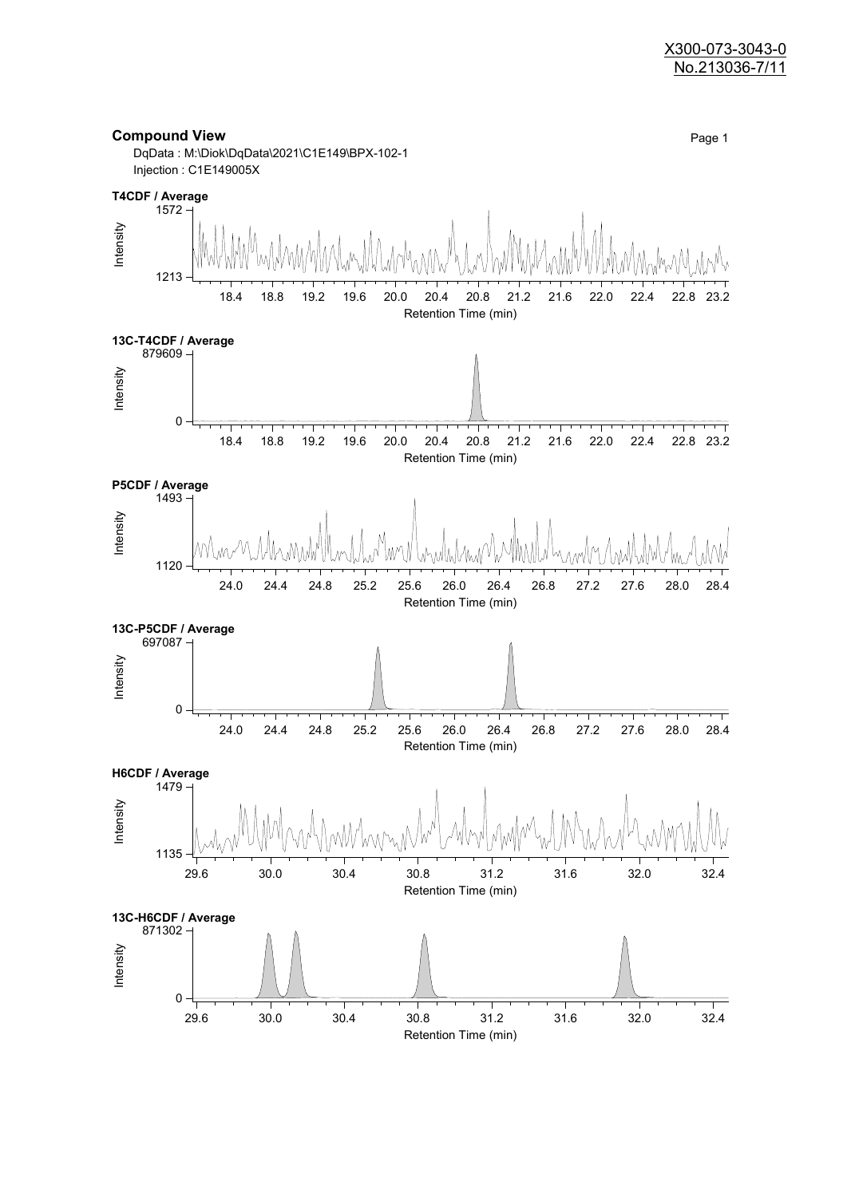X300-073-3043-0
No.213036-7/11

## Compound View

DqData : M:\Diok\DqData\2021\C1E149\BPX-102-1
Injection : C1E149005X

**T4CDF / Average**

Intensity: 1213 – 1572
Retention Time (min): 18.4 – 23.2

**13C-T4CDF / Average**

Intensity: 0 – 879609
Retention Time (min): 18.4 – 23.2

**P5CDF / Average**

Intensity: 1120 – 1493
Retention Time (min): 24.0 – 28.4

**13C-P5CDF / Average**

Intensity: 0 – 697087
Retention Time (min): 24.0 – 28.4

**H6CDF / Average**

Intensity: 1135 – 1479
Retention Time (min): 29.6 – 32.4

**13C-H6CDF / Average**

Intensity: 0 – 871302
Retention Time (min): 29.6 – 32.4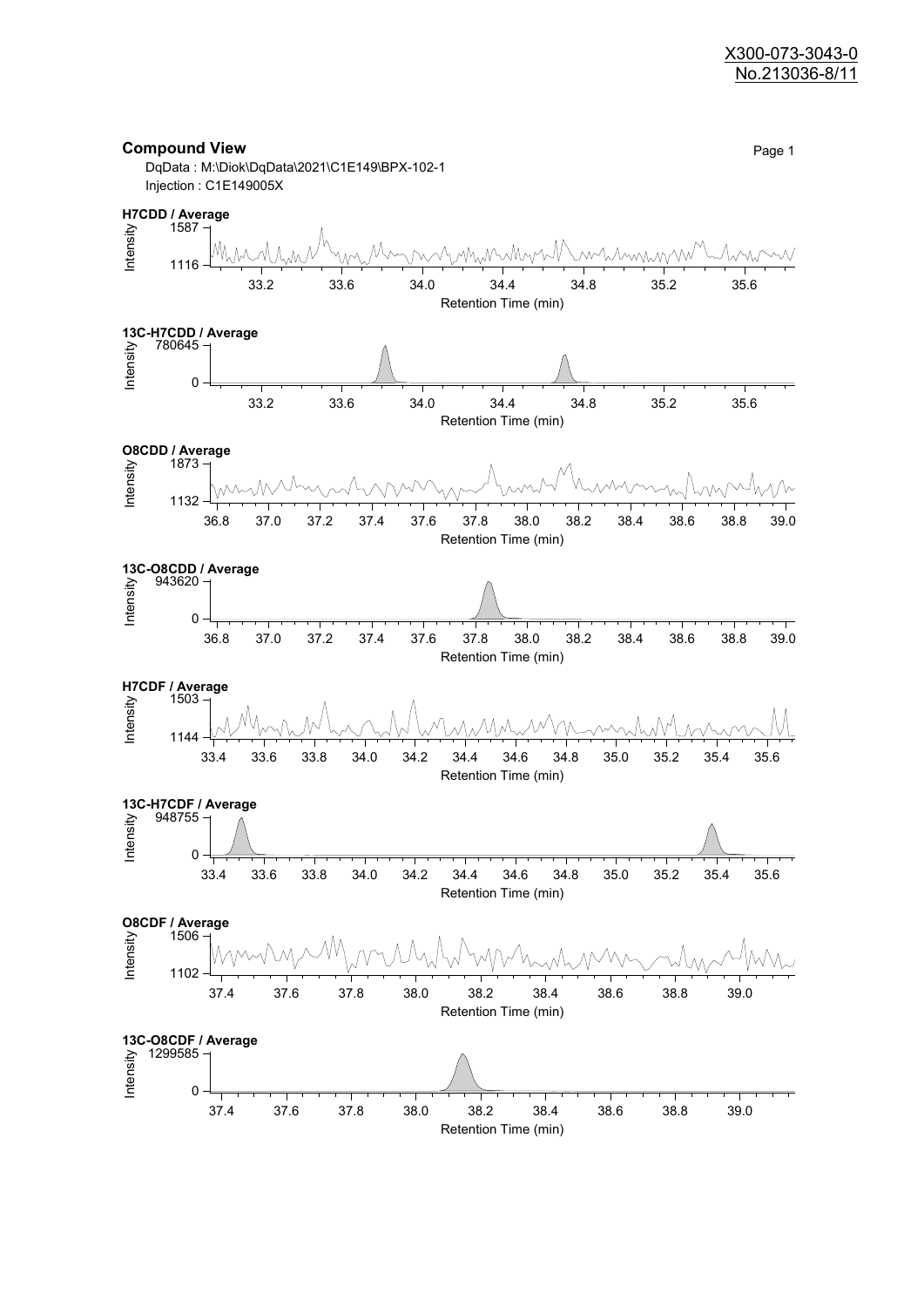## Compound View

DqData : M:\Diok\DqData\2021\C1E149\BPX-102-1
Injection : C1E149005X

**H7CDD / Average**

Intensity: 1116 – 1587

Retention Time (min): 33.2, 33.6, 34.0, 34.4, 34.8, 35.2, 35.6

**13C-H7CDD / Average**

Intensity: 0 – 780645

Retention Time (min): 33.2, 33.6, 34.0, 34.4, 34.8, 35.2, 35.6

**O8CDD / Average**

Intensity: 1132 – 1873

Retention Time (min): 36.8, 37.0, 37.2, 37.4, 37.6, 37.8, 38.0, 38.2, 38.4, 38.6, 38.8, 39.0

**13C-O8CDD / Average**

Intensity: 0 – 943620

Retention Time (min): 36.8, 37.0, 37.2, 37.4, 37.6, 37.8, 38.0, 38.2, 38.4, 38.6, 38.8, 39.0

**H7CDF / Average**

Intensity: 1144 – 1503

Retention Time (min): 33.4, 33.6, 33.8, 34.0, 34.2, 34.4, 34.6, 34.8, 35.0, 35.2, 35.4, 35.6

**13C-H7CDF / Average**

Intensity: 0 – 948755

Retention Time (min): 33.4, 33.6, 33.8, 34.0, 34.2, 34.4, 34.6, 34.8, 35.0, 35.2, 35.4, 35.6

**O8CDF / Average**

Intensity: 1102 – 1506

Retention Time (min): 37.4, 37.6, 37.8, 38.0, 38.2, 38.4, 38.6, 38.8, 39.0

**13C-O8CDF / Average**

Intensity: 0 – 1299585

Retention Time (min): 37.4, 37.6, 37.8, 38.0, 38.2, 38.4, 38.6, 38.8, 39.0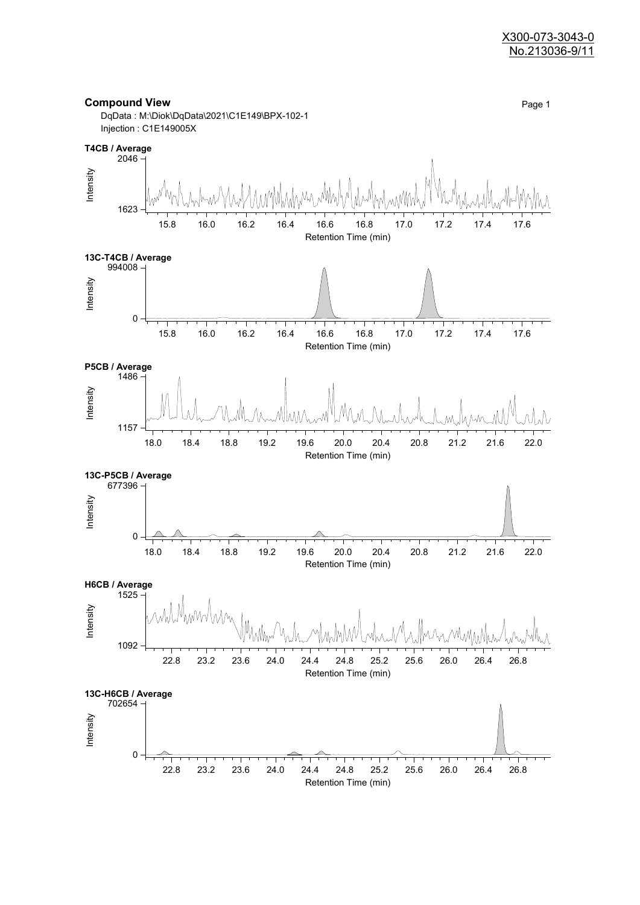X300-073-3043-0
No.213036-9/11

## Compound View

DqData : M:\Diok\DqData\2021\C1E149\BPX-102-1
Injection : C1E149005X

**T4CB / Average**

Intensity: 1623 – 2046
Retention Time (min): 15.8, 16.0, 16.2, 16.4, 16.6, 16.8, 17.0, 17.2, 17.4, 17.6

**13C-T4CB / Average**

Intensity: 0 – 994008
Retention Time (min): 15.8, 16.0, 16.2, 16.4, 16.6, 16.8, 17.0, 17.2, 17.4, 17.6

**P5CB / Average**

Intensity: 1157 – 1486
Retention Time (min): 18.0, 18.4, 18.8, 19.2, 19.6, 20.0, 20.4, 20.8, 21.2, 21.6, 22.0

**13C-P5CB / Average**

Intensity: 0 – 677396
Retention Time (min): 18.0, 18.4, 18.8, 19.2, 19.6, 20.0, 20.4, 20.8, 21.2, 21.6, 22.0

**H6CB / Average**

Intensity: 1092 – 1525
Retention Time (min): 22.8, 23.2, 23.6, 24.0, 24.4, 24.8, 25.2, 25.6, 26.0, 26.4, 26.8

**13C-H6CB / Average**

Intensity: 0 – 702654
Retention Time (min): 22.8, 23.2, 23.6, 24.0, 24.4, 24.8, 25.2, 25.6, 26.0, 26.4, 26.8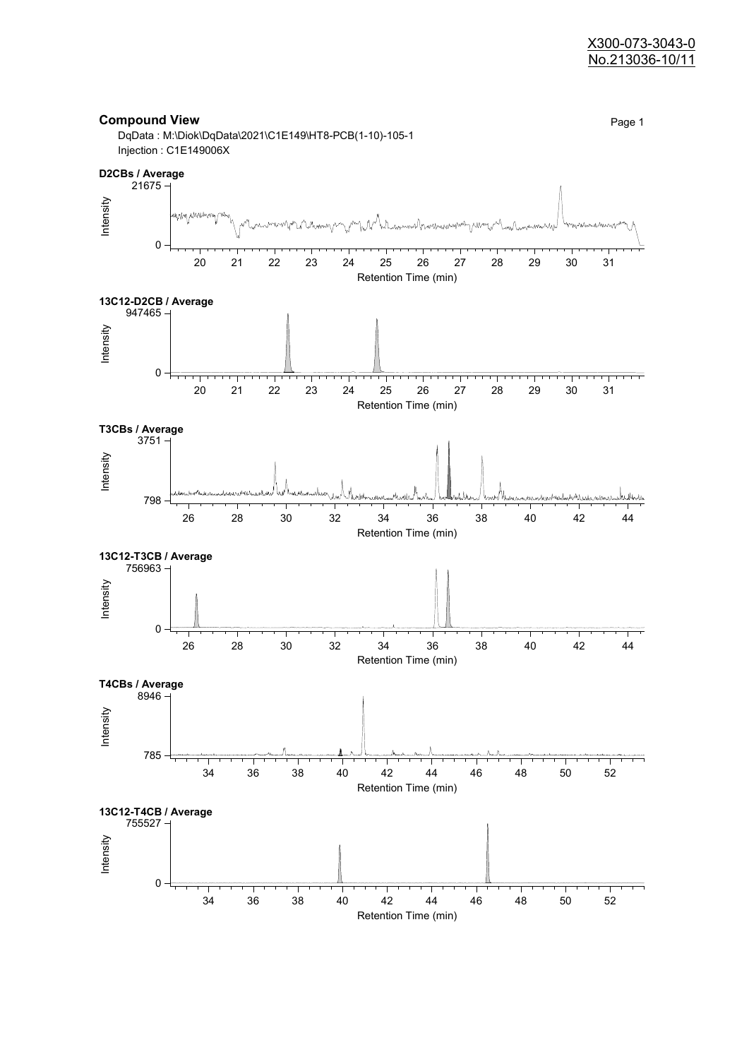X300-073-3043-0
No.213036-10/11

## Compound View

DqData : M:\Diok\DqData\2021\C1E149\HT8-PCB(1-10)-105-1
Injection : C1E149006X

**D2CBs / Average**

Intensity: 0 – 21675
Retention Time (min): 20 – 31

**13C12-D2CB / Average**

Intensity: 0 – 947465
Retention Time (min): 20 – 31

**T3CBs / Average**

Intensity: 798 – 3751
Retention Time (min): 26 – 44

**13C12-T3CB / Average**

Intensity: 0 – 756963
Retention Time (min): 26 – 44

**T4CBs / Average**

Intensity: 785 – 8946
Retention Time (min): 34 – 52

**13C12-T4CB / Average**

Intensity: 0 – 755527
Retention Time (min): 34 – 52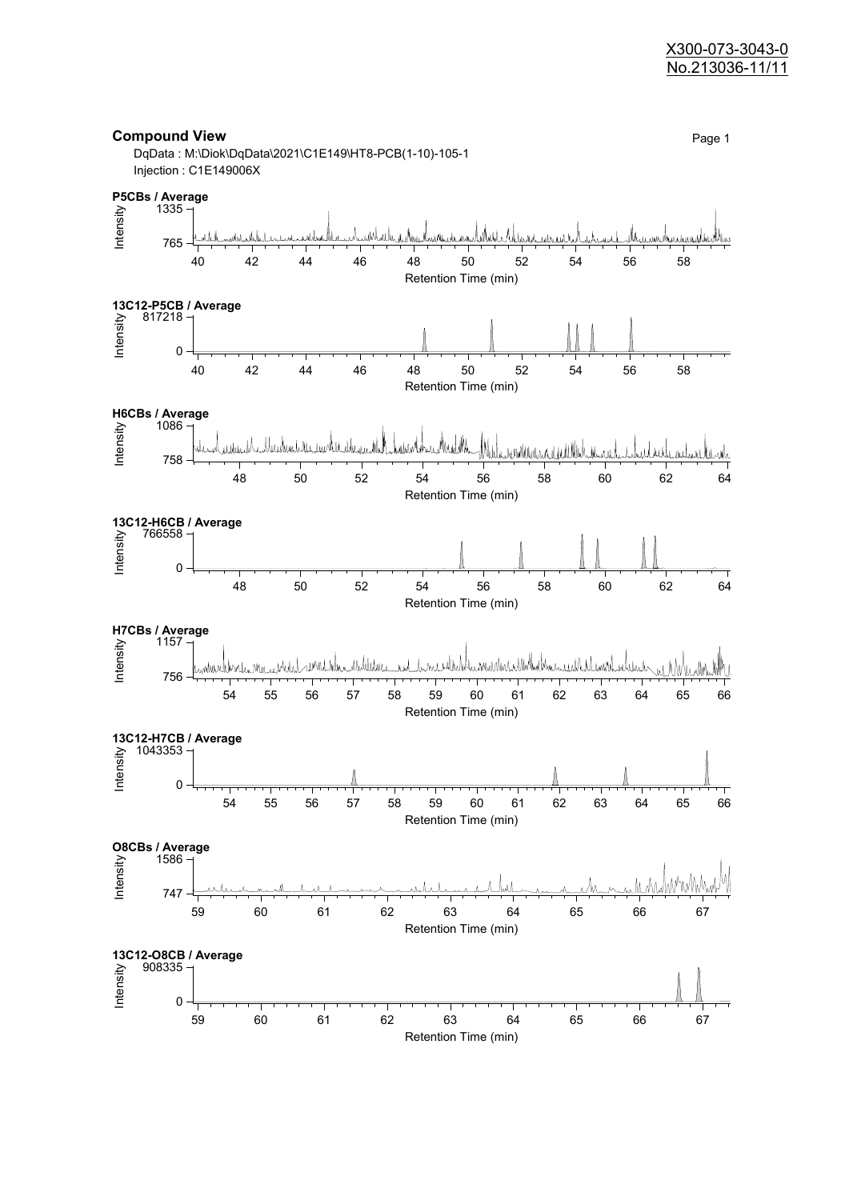X300-073-3043-0
No.213036-11/11

**Compound View**

Page 1

DqData : M:\Diok\DqData\2021\C1E149\HT8-PCB(1-10)-105-1
Injection : C1E149006X

**P5CBs / Average**

Intensity
1335
765
40 42 44 46 48 50 52 54 56 58
Retention Time (min)

**13C12-P5CB / Average**

Intensity
817218
0
40 42 44 46 48 50 52 54 56 58
Retention Time (min)

**H6CBs / Average**

Intensity
1086
758
48 50 52 54 56 58 60 62 64
Retention Time (min)

**13C12-H6CB / Average**

Intensity
766558
0
48 50 52 54 56 58 60 62 64
Retention Time (min)

**H7CBs / Average**

Intensity
1157
756
54 55 56 57 58 59 60 61 62 63 64 65 66
Retention Time (min)

**13C12-H7CB / Average**

Intensity
1043353
0
54 55 56 57 58 59 60 61 62 63 64 65 66
Retention Time (min)

**O8CBs / Average**

Intensity
1586
747
59 60 61 62 63 64 65 66 67
Retention Time (min)

**13C12-O8CB / Average**

Intensity
908335
0
59 60 61 62 63 64 65 66 67
Retention Time (min)